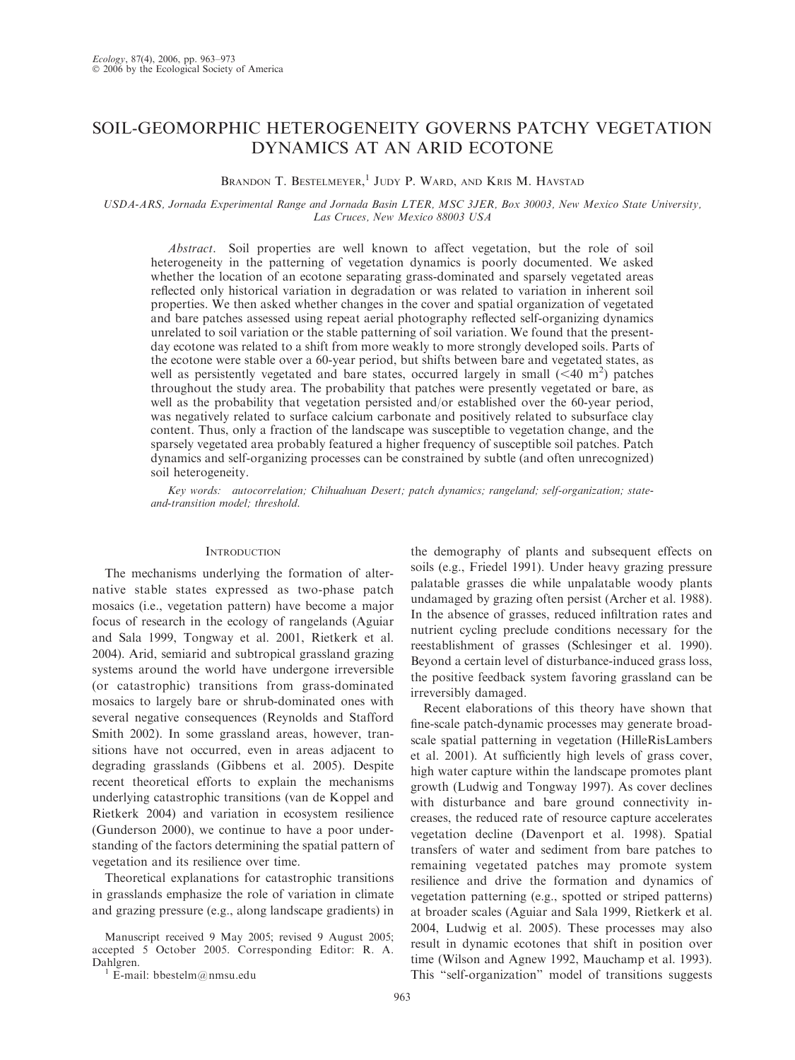# SOIL-GEOMORPHIC HETEROGENEITY GOVERNS PATCHY VEGETATION DYNAMICS AT AN ARID ECOTONE

Brandon T. Bestelmeyer,[1] Judy P. Ward, and Kris M. Havstad

*USDA-ARS, Jornada Experimental Range and Jornada Basin LTER, MSC 3JER, Box 30003, New Mexico State University, Las Cruces, New Mexico 88003 USA*

*Abstract.* Soil properties are well known to affect vegetation, but the role of soil heterogeneity in the patterning of vegetation dynamics is poorly documented. We asked whether the location of an ecotone separating grass-dominated and sparsely vegetated areas reflected only historical variation in degradation or was related to variation in inherent soil properties. We then asked whether changes in the cover and spatial organization of vegetated and bare patches assessed using repeat aerial photography reflected self-organizing dynamics unrelated to soil variation or the stable patterning of soil variation. We found that the present-day ecotone was related to a shift from more weakly to more strongly developed soils. Parts of the ecotone were stable over a 60-year period, but shifts between bare and vegetated states, as well as persistently vegetated and bare states, occurred largely in small ($<40$ m$^2$) patches throughout the study area. The probability that patches were presently vegetated or bare, as well as the probability that vegetation persisted and/or established over the 60-year period, was negatively related to surface calcium carbonate and positively related to subsurface clay content. Thus, only a fraction of the landscape was susceptible to vegetation change, and the sparsely vegetated area probably featured a higher frequency of susceptible soil patches. Patch dynamics and self-organizing processes can be constrained by subtle (and often unrecognized) soil heterogeneity.

*Key words: autocorrelation; Chihuahuan Desert; patch dynamics; rangeland; self-organization; state-and-transition model; threshold.*

## Introduction

The mechanisms underlying the formation of alternative stable states expressed as two-phase patch mosaics (i.e., vegetation pattern) have become a major focus of research in the ecology of rangelands (Aguiar and Sala 1999, Tongway et al. 2001, Rietkerk et al. 2004). Arid, semiarid and subtropical grassland grazing systems around the world have undergone irreversible (or catastrophic) transitions from grass-dominated mosaics to largely bare or shrub-dominated ones with several negative consequences (Reynolds and Stafford Smith 2002). In some grassland areas, however, transitions have not occurred, even in areas adjacent to degrading grasslands (Gibbens et al. 2005). Despite recent theoretical efforts to explain the mechanisms underlying catastrophic transitions (van de Koppel and Rietkerk 2004) and variation in ecosystem resilience (Gunderson 2000), we continue to have a poor understanding of the factors determining the spatial pattern of vegetation and its resilience over time.

Theoretical explanations for catastrophic transitions in grasslands emphasize the role of variation in climate and grazing pressure (e.g., along landscape gradients) in the demography of plants and subsequent effects on soils (e.g., Friedel 1991). Under heavy grazing pressure palatable grasses die while unpalatable woody plants undamaged by grazing often persist (Archer et al. 1988). In the absence of grasses, reduced infiltration rates and nutrient cycling preclude conditions necessary for the reestablishment of grasses (Schlesinger et al. 1990). Beyond a certain level of disturbance-induced grass loss, the positive feedback system favoring grassland can be irreversibly damaged.

Recent elaborations of this theory have shown that fine-scale patch-dynamic processes may generate broad-scale spatial patterning in vegetation (HilleRisLambers et al. 2001). At sufficiently high levels of grass cover, high water capture within the landscape promotes plant growth (Ludwig and Tongway 1997). As cover declines with disturbance and bare ground connectivity increases, the reduced rate of resource capture accelerates vegetation decline (Davenport et al. 1998). Spatial transfers of water and sediment from bare patches to remaining vegetated patches may promote system resilience and drive the formation and dynamics of vegetation patterning (e.g., spotted or striped patterns) at broader scales (Aguiar and Sala 1999, Rietkerk et al. 2004, Ludwig et al. 2005). These processes may also result in dynamic ecotones that shift in position over time (Wilson and Agnew 1992, Mauchamp et al. 1993). This "self-organization" model of transitions suggests

Manuscript received 9 May 2005; revised 9 August 2005; accepted 5 October 2005. Corresponding Editor: R. A. Dahlgren.

[1] E-mail: bbestelm@nmsu.edu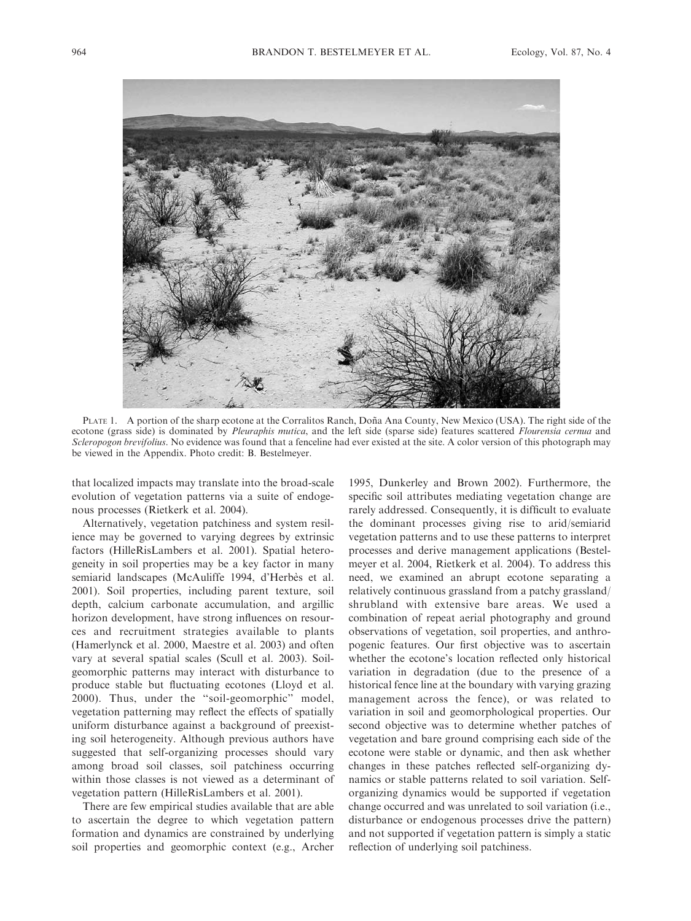PLATE 1. A portion of the sharp ecotone at the Corralitos Ranch, Doña Ana County, New Mexico (USA). The right side of the ecotone (grass side) is dominated by *Pleuraphis mutica*, and the left side (sparse side) features scattered *Flourensia cernua* and *Scleropogon brevifolius*. No evidence was found that a fenceline had ever existed at the site. A color version of this photograph may be viewed in the Appendix. Photo credit: B. Bestelmeyer.

that localized impacts may translate into the broad-scale evolution of vegetation patterns via a suite of endogenous processes (Rietkerk et al. 2004).

Alternatively, vegetation patchiness and system resilience may be governed to varying degrees by extrinsic factors (HilleRisLambers et al. 2001). Spatial heterogeneity in soil properties may be a key factor in many semiarid landscapes (McAuliffe 1994, d'Herbès et al. 2001). Soil properties, including parent texture, soil depth, calcium carbonate accumulation, and argillic horizon development, have strong influences on resources and recruitment strategies available to plants (Hamerlynck et al. 2000, Maestre et al. 2003) and often vary at several spatial scales (Scull et al. 2003). Soil-geomorphic patterns may interact with disturbance to produce stable but fluctuating ecotones (Lloyd et al. 2000). Thus, under the "soil-geomorphic" model, vegetation patterning may reflect the effects of spatially uniform disturbance against a background of preexisting soil heterogeneity. Although previous authors have suggested that self-organizing processes should vary among broad soil classes, soil patchiness occurring within those classes is not viewed as a determinant of vegetation pattern (HilleRisLambers et al. 2001).

There are few empirical studies available that are able to ascertain the degree to which vegetation pattern formation and dynamics are constrained by underlying soil properties and geomorphic context (e.g., Archer 1995, Dunkerley and Brown 2002). Furthermore, the specific soil attributes mediating vegetation change are rarely addressed. Consequently, it is difficult to evaluate the dominant processes giving rise to arid/semiarid vegetation patterns and to use these patterns to interpret processes and derive management applications (Bestelmeyer et al. 2004, Rietkerk et al. 2004). To address this need, we examined an abrupt ecotone separating a relatively continuous grassland from a patchy grassland/shrubland with extensive bare areas. We used a combination of repeat aerial photography and ground observations of vegetation, soil properties, and anthropogenic features. Our first objective was to ascertain whether the ecotone's location reflected only historical variation in degradation (due to the presence of a historical fence line at the boundary with varying grazing management across the fence), or was related to variation in soil and geomorphological properties. Our second objective was to determine whether patches of vegetation and bare ground comprising each side of the ecotone were stable or dynamic, and then ask whether changes in these patches reflected self-organizing dynamics or stable patterns related to soil variation. Self-organizing dynamics would be supported if vegetation change occurred and was unrelated to soil variation (i.e., disturbance or endogenous processes drive the pattern) and not supported if vegetation pattern is simply a static reflection of underlying soil patchiness.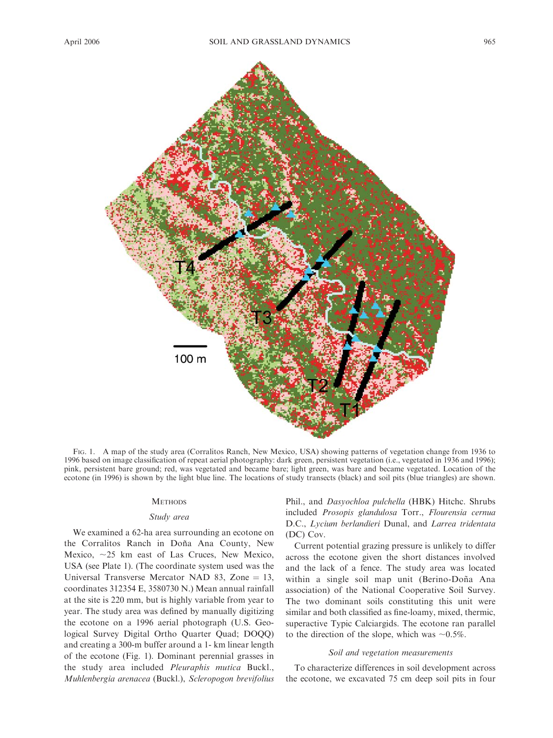FIG. 1. A map of the study area (Corralitos Ranch, New Mexico, USA) showing patterns of vegetation change from 1936 to 1996 based on image classification of repeat aerial photography: dark green, persistent vegetation (i.e., vegetated in 1936 and 1996); pink, persistent bare ground; red, was vegetated and became bare; light green, was bare and became vegetated. Location of the ecotone (in 1996) is shown by the light blue line. The locations of study transects (black) and soil pits (blue triangles) are shown.

## METHODS

### *Study area*

We examined a 62-ha area surrounding an ecotone on the Corralitos Ranch in Doña Ana County, New Mexico, ~25 km east of Las Cruces, New Mexico, USA (see Plate 1). (The coordinate system used was the Universal Transverse Mercator NAD 83, Zone = 13, coordinates 312354 E, 3580730 N.) Mean annual rainfall at the site is 220 mm, but is highly variable from year to year. The study area was defined by manually digitizing the ecotone on a 1996 aerial photograph (U.S. Geological Survey Digital Ortho Quarter Quad; DOQQ) and creating a 300-m buffer around a 1- km linear length of the ecotone (Fig. 1). Dominant perennial grasses in the study area included *Pleuraphis mutica* Buckl., *Muhlenbergia arenacea* (Buckl.), *Scleropogon brevifolius* Phil., and *Dasyochloa pulchella* (HBK) Hitchc. Shrubs included *Prosopis glandulosa* Torr., *Flourensia cernua* D.C., *Lycium berlandieri* Dunal, and *Larrea tridentata* (DC) Cov.

Current potential grazing pressure is unlikely to differ across the ecotone given the short distances involved and the lack of a fence. The study area was located within a single soil map unit (Berino-Doña Ana association) of the National Cooperative Soil Survey. The two dominant soils constituting this unit were similar and both classified as fine-loamy, mixed, thermic, superactive Typic Calciargids. The ecotone ran parallel to the direction of the slope, which was ~0.5%.

### *Soil and vegetation measurements*

To characterize differences in soil development across the ecotone, we excavated 75 cm deep soil pits in four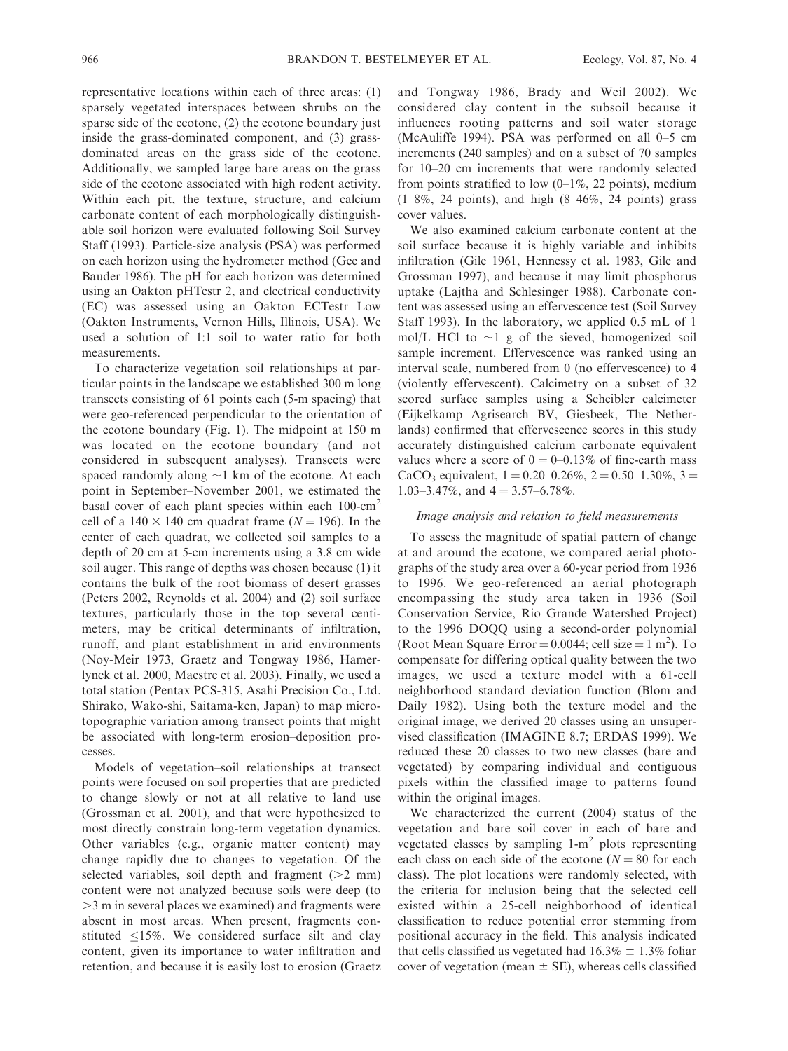representative locations within each of three areas: (1) sparsely vegetated interspaces between shrubs on the sparse side of the ecotone, (2) the ecotone boundary just inside the grass-dominated component, and (3) grass-dominated areas on the grass side of the ecotone. Additionally, we sampled large bare areas on the grass side of the ecotone associated with high rodent activity. Within each pit, the texture, structure, and calcium carbonate content of each morphologically distinguishable soil horizon were evaluated following Soil Survey Staff (1993). Particle-size analysis (PSA) was performed on each horizon using the hydrometer method (Gee and Bauder 1986). The pH for each horizon was determined using an Oakton pHTestr 2, and electrical conductivity (EC) was assessed using an Oakton ECTestr Low (Oakton Instruments, Vernon Hills, Illinois, USA). We used a solution of 1:1 soil to water ratio for both measurements.

To characterize vegetation–soil relationships at particular points in the landscape we established 300 m long transects consisting of 61 points each (5-m spacing) that were geo-referenced perpendicular to the orientation of the ecotone boundary (Fig. 1). The midpoint at 150 m was located on the ecotone boundary (and not considered in subsequent analyses). Transects were spaced randomly along ~1 km of the ecotone. At each point in September–November 2001, we estimated the basal cover of each plant species within each 100-$cm^2$ cell of a 140 × 140 cm quadrat frame ($N = 196$). In the center of each quadrat, we collected soil samples to a depth of 20 cm at 5-cm increments using a 3.8 cm wide soil auger. This range of depths was chosen because (1) it contains the bulk of the root biomass of desert grasses (Peters 2002, Reynolds et al. 2004) and (2) soil surface textures, particularly those in the top several centimeters, may be critical determinants of infiltration, runoff, and plant establishment in arid environments (Noy-Meir 1973, Graetz and Tongway 1986, Hamerlynck et al. 2000, Maestre et al. 2003). Finally, we used a total station (Pentax PCS-315, Asahi Precision Co., Ltd. Shirako, Wako-shi, Saitama-ken, Japan) to map microtopographic variation among transect points that might be associated with long-term erosion–deposition processes.

Models of vegetation–soil relationships at transect points were focused on soil properties that are predicted to change slowly or not at all relative to land use (Grossman et al. 2001), and that were hypothesized to most directly constrain long-term vegetation dynamics. Other variables (e.g., organic matter content) may change rapidly due to changes to vegetation. Of the selected variables, soil depth and fragment (>2 mm) content were not analyzed because soils were deep (to >3 m in several places we examined) and fragments were absent in most areas. When present, fragments constituted ≤15%. We considered surface silt and clay content, given its importance to water infiltration and retention, and because it is easily lost to erosion (Graetz and Tongway 1986, Brady and Weil 2002). We considered clay content in the subsoil because it influences rooting patterns and soil water storage (McAuliffe 1994). PSA was performed on all 0–5 cm increments (240 samples) and on a subset of 70 samples for 10–20 cm increments that were randomly selected from points stratified to low (0–1%, 22 points), medium (1–8%, 24 points), and high (8–46%, 24 points) grass cover values.

We also examined calcium carbonate content at the soil surface because it is highly variable and inhibits infiltration (Gile 1961, Hennessy et al. 1983, Gile and Grossman 1997), and because it may limit phosphorus uptake (Lajtha and Schlesinger 1988). Carbonate content was assessed using an effervescence test (Soil Survey Staff 1993). In the laboratory, we applied 0.5 mL of 1 mol/L HCl to ~1 g of the sieved, homogenized soil sample increment. Effervescence was ranked using an interval scale, numbered from 0 (no effervescence) to 4 (violently effervescent). Calcimetry on a subset of 32 scored surface samples using a Scheibler calcimeter (Eijkelkamp Agrisearch BV, Giesbeek, The Netherlands) confirmed that effervescence scores in this study accurately distinguished calcium carbonate equivalent values where a score of 0 = 0–0.13% of fine-earth mass $CaCO_3$ equivalent, 1 = 0.20–0.26%, 2 = 0.50–1.30%, 3 = 1.03–3.47%, and 4 = 3.57–6.78%.

### *Image analysis and relation to field measurements*

To assess the magnitude of spatial pattern of change at and around the ecotone, we compared aerial photographs of the study area over a 60-year period from 1936 to 1996. We geo-referenced an aerial photograph encompassing the study area taken in 1936 (Soil Conservation Service, Rio Grande Watershed Project) to the 1996 DOQQ using a second-order polynomial (Root Mean Square Error = 0.0044; cell size = 1 $m^2$). To compensate for differing optical quality between the two images, we used a texture model with a 61-cell neighborhood standard deviation function (Blom and Daily 1982). Using both the texture model and the original image, we derived 20 classes using an unsupervised classification (IMAGINE 8.7; ERDAS 1999). We reduced these 20 classes to two new classes (bare and vegetated) by comparing individual and contiguous pixels within the classified image to patterns found within the original images.

We characterized the current (2004) status of the vegetation and bare soil cover in each of bare and vegetated classes by sampling 1-$m^2$ plots representing each class on each side of the ecotone ($N = 80$ for each class). The plot locations were randomly selected, with the criteria for inclusion being that the selected cell existed within a 25-cell neighborhood of identical classification to reduce potential error stemming from positional accuracy in the field. This analysis indicated that cells classified as vegetated had 16.3% ± 1.3% foliar cover of vegetation (mean ± SE), whereas cells classified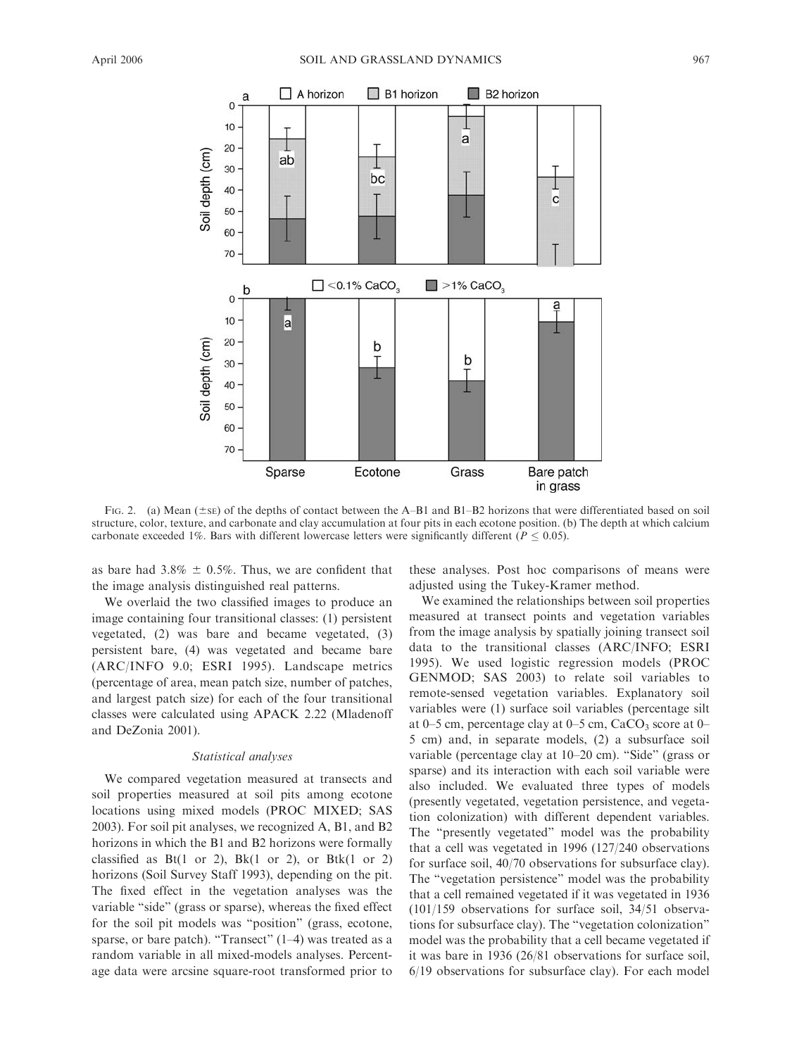FIG. 2. (a) Mean (±SE) of the depths of contact between the A–B1 and B1–B2 horizons that were differentiated based on soil structure, color, texture, and carbonate and clay accumulation at four pits in each ecotone position. (b) The depth at which calcium carbonate exceeded 1%. Bars with different lowercase letters were significantly different ($P \leq 0.05$).

as bare had 3.8% ± 0.5%. Thus, we are confident that the image analysis distinguished real patterns.

We overlaid the two classified images to produce an image containing four transitional classes: (1) persistent vegetated, (2) was bare and became vegetated, (3) persistent bare, (4) was vegetated and became bare (ARC/INFO 9.0; ESRI 1995). Landscape metrics (percentage of area, mean patch size, number of patches, and largest patch size) for each of the four transitional classes were calculated using APACK 2.22 (Mladenoff and DeZonia 2001).

### *Statistical analyses*

We compared vegetation measured at transects and soil properties measured at soil pits among ecotone locations using mixed models (PROC MIXED; SAS 2003). For soil pit analyses, we recognized A, B1, and B2 horizons in which the B1 and B2 horizons were formally classified as Bt(1 or 2), Bk(1 or 2), or Btk(1 or 2) horizons (Soil Survey Staff 1993), depending on the pit. The fixed effect in the vegetation analyses was the variable "side" (grass or sparse), whereas the fixed effect for the soil pit models was "position" (grass, ecotone, sparse, or bare patch). "Transect" (1–4) was treated as a random variable in all mixed-models analyses. Percentage data were arcsine square-root transformed prior to these analyses. Post hoc comparisons of means were adjusted using the Tukey-Kramer method.

We examined the relationships between soil properties measured at transect points and vegetation variables from the image analysis by spatially joining transect soil data to the transitional classes (ARC/INFO; ESRI 1995). We used logistic regression models (PROC GENMOD; SAS 2003) to relate soil variables to remote-sensed vegetation variables. Explanatory soil variables were (1) surface soil variables (percentage silt at 0–5 cm, percentage clay at 0–5 cm, $CaCO_3$ score at 0–5 cm) and, in separate models, (2) a subsurface soil variable (percentage clay at 10–20 cm). "Side" (grass or sparse) and its interaction with each soil variable were also included. We evaluated three types of models (presently vegetated, vegetation persistence, and vegetation colonization) with different dependent variables. The "presently vegetated" model was the probability that a cell was vegetated in 1996 (127/240 observations for surface soil, 40/70 observations for subsurface clay). The "vegetation persistence" model was the probability that a cell remained vegetated if it was vegetated in 1936 (101/159 observations for surface soil, 34/51 observations for subsurface clay). The "vegetation colonization" model was the probability that a cell became vegetated if it was bare in 1936 (26/81 observations for surface soil, 6/19 observations for subsurface clay). For each model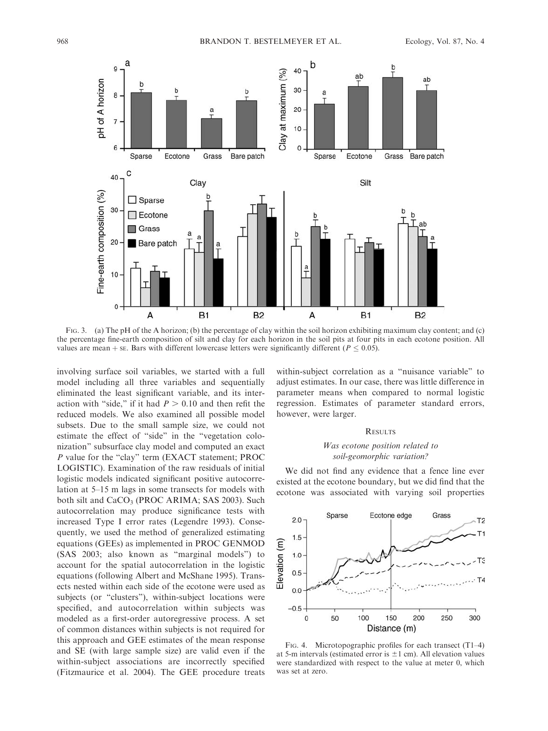FIG. 3. (a) The pH of the A horizon; (b) the percentage of clay within the soil horizon exhibiting maximum clay content; and (c) the percentage fine-earth composition of silt and clay for each horizon in the soil pits at four pits in each ecotone position. All values are mean + SE. Bars with different lowercase letters were significantly different ($P \leq 0.05$).

involving surface soil variables, we started with a full model including all three variables and sequentially eliminated the least significant variable, and its interaction with "side," if it had $P > 0.10$ and then refit the reduced models. We also examined all possible model subsets. Due to the small sample size, we could not estimate the effect of "side" in the "vegetation colonization" subsurface clay model and computed an exact $P$ value for the "clay" term (EXACT statement; PROC LOGISTIC). Examination of the raw residuals of initial logistic models indicated significant positive autocorrelation at 5–15 m lags in some transects for models with both silt and $CaCO_3$ (PROC ARIMA; SAS 2003). Such autocorrelation may produce significance tests with increased Type I error rates (Legendre 1993). Consequently, we used the method of generalized estimating equations (GEEs) as implemented in PROC GENMOD (SAS 2003; also known as "marginal models") to account for the spatial autocorrelation in the logistic equations (following Albert and McShane 1995). Transects nested within each side of the ecotone were used as subjects (or "clusters"), within-subject locations were specified, and autocorrelation within subjects was modeled as a first-order autoregressive process. A set of common distances within subjects is not required for this approach and GEE estimates of the mean response and SE (with large sample size) are valid even if the within-subject associations are incorrectly specified (Fitzmaurice et al. 2004). The GEE procedure treats within-subject correlation as a "nuisance variable" to adjust estimates. In our case, there was little difference in parameter means when compared to normal logistic regression. Estimates of parameter standard errors, however, were larger.

## RESULTS

### *Was ecotone position related to soil-geomorphic variation?*

We did not find any evidence that a fence line ever existed at the ecotone boundary, but we did find that the ecotone was associated with varying soil properties

FIG. 4. Microtopographic profiles for each transect (T1–4) at 5-m intervals (estimated error is ±1 cm). All elevation values were standardized with respect to the value at meter 0, which was set at zero.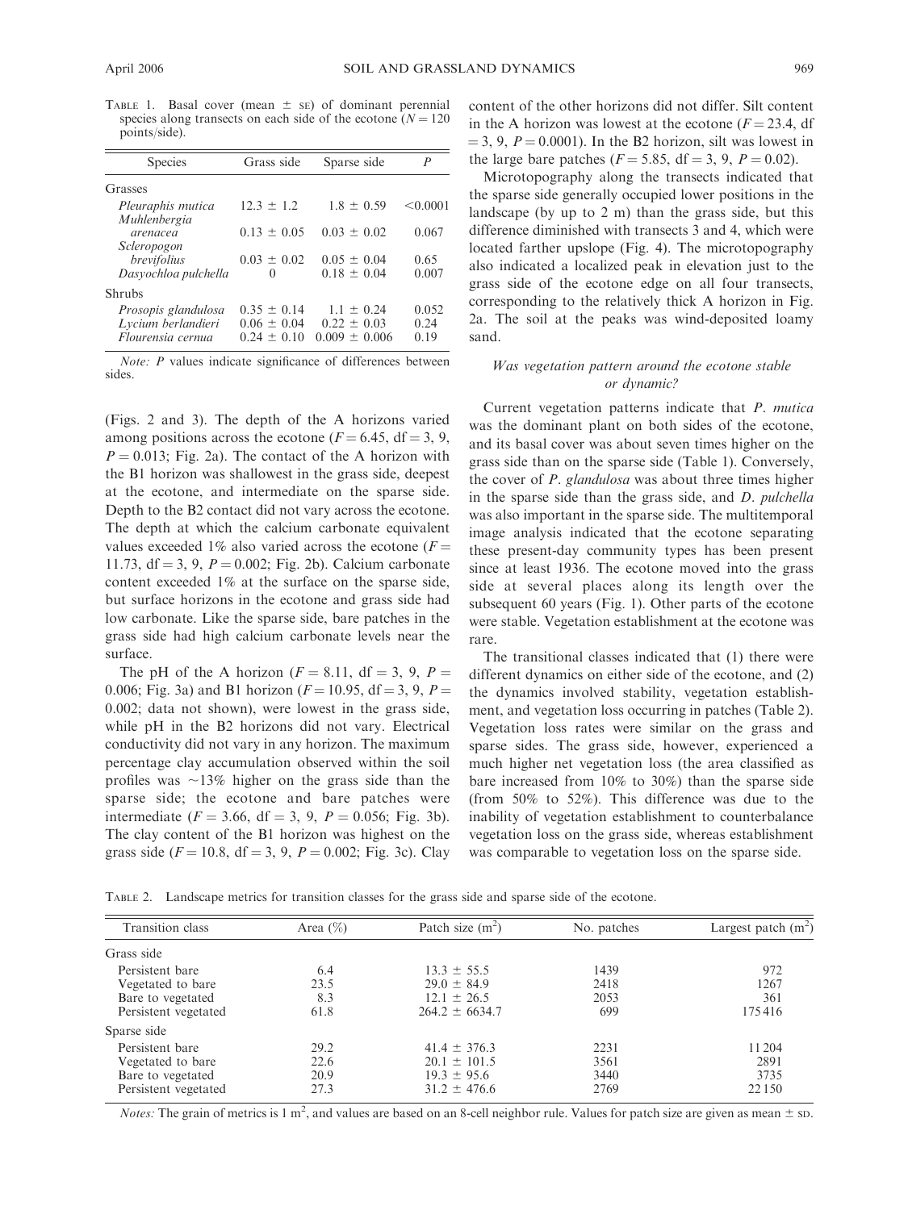TABLE 1. Basal cover (mean ± SE) of dominant perennial species along transects on each side of the ecotone ($N = 120$ points/side).

| Species | Grass side | Sparse side | $P$ |
|---|---|---|---|
| Grasses | | | |
| *Pleuraphis mutica* | 12.3 ± 1.2 | 1.8 ± 0.59 | <0.0001 |
| *Muhlenbergia arenacea* | 0.13 ± 0.05 | 0.03 ± 0.02 | 0.067 |
| *Scleropogon brevifolius* | 0.03 ± 0.02 | 0.05 ± 0.04 | 0.65 |
| *Dasyochloa pulchella* | 0 | 0.18 ± 0.04 | 0.007 |
| Shrubs | | | |
| *Prosopis glandulosa* | 0.35 ± 0.14 | 1.1 ± 0.24 | 0.052 |
| *Lycium berlandieri* | 0.06 ± 0.04 | 0.22 ± 0.03 | 0.24 |
| *Flourensia cernua* | 0.24 ± 0.10 | 0.009 ± 0.006 | 0.19 |

*Note:* $P$ values indicate significance of differences between sides.

(Figs. 2 and 3). The depth of the A horizons varied among positions across the ecotone ($F = 6.45$, df = 3, 9, $P = 0.013$; Fig. 2a). The contact of the A horizon with the B1 horizon was shallowest in the grass side, deepest at the ecotone, and intermediate on the sparse side. Depth to the B2 contact did not vary across the ecotone. The depth at which the calcium carbonate equivalent values exceeded 1% also varied across the ecotone ($F = 11.73$, df = 3, 9, $P = 0.002$; Fig. 2b). Calcium carbonate content exceeded 1% at the surface on the sparse side, but surface horizons in the ecotone and grass side had low carbonate. Like the sparse side, bare patches in the grass side had high calcium carbonate levels near the surface.

The pH of the A horizon ($F = 8.11$, df = 3, 9, $P = 0.006$; Fig. 3a) and B1 horizon ($F = 10.95$, df = 3, 9, $P = 0.002$; data not shown), were lowest in the grass side, while pH in the B2 horizons did not vary. Electrical conductivity did not vary in any horizon. The maximum percentage clay accumulation observed within the soil profiles was ~13% higher on the grass side than the sparse side; the ecotone and bare patches were intermediate ($F = 3.66$, df = 3, 9, $P = 0.056$; Fig. 3b). The clay content of the B1 horizon was highest on the grass side ($F = 10.8$, df = 3, 9, $P = 0.002$; Fig. 3c). Clay content of the other horizons did not differ. Silt content in the A horizon was lowest at the ecotone ($F = 23.4$, df = 3, 9, $P = 0.0001$). In the B2 horizon, silt was lowest in the large bare patches ($F = 5.85$, df = 3, 9, $P = 0.02$).

Microtopography along the transects indicated that the sparse side generally occupied lower positions in the landscape (by up to 2 m) than the grass side, but this difference diminished with transects 3 and 4, which were located farther upslope (Fig. 4). The microtopography also indicated a localized peak in elevation just to the grass side of the ecotone edge on all four transects, corresponding to the relatively thick A horizon in Fig. 2a. The soil at the peaks was wind-deposited loamy sand.

### *Was vegetation pattern around the ecotone stable or dynamic?*

Current vegetation patterns indicate that *P. mutica* was the dominant plant on both sides of the ecotone, and its basal cover was about seven times higher on the grass side than on the sparse side (Table 1). Conversely, the cover of *P. glandulosa* was about three times higher in the sparse side than the grass side, and *D. pulchella* was also important in the sparse side. The multitemporal image analysis indicated that the ecotone separating these present-day community types has been present since at least 1936. The ecotone moved into the grass side at several places along its length over the subsequent 60 years (Fig. 1). Other parts of the ecotone were stable. Vegetation establishment at the ecotone was rare.

The transitional classes indicated that (1) there were different dynamics on either side of the ecotone, and (2) the dynamics involved stability, vegetation establishment, and vegetation loss occurring in patches (Table 2). Vegetation loss rates were similar on the grass and sparse sides. The grass side, however, experienced a much higher net vegetation loss (the area classified as bare increased from 10% to 30%) than the sparse side (from 50% to 52%). This difference was due to the inability of vegetation establishment to counterbalance vegetation loss on the grass side, whereas establishment was comparable to vegetation loss on the sparse side.

TABLE 2. Landscape metrics for transition classes for the grass side and sparse side of the ecotone.

| Transition class | Area (%) | Patch size ($m^2$) | No. patches | Largest patch ($m^2$) |
|---|---|---|---|---|
| Grass side | | | | |
| Persistent bare | 6.4 | 13.3 ± 55.5 | 1439 | 972 |
| Vegetated to bare | 23.5 | 29.0 ± 84.9 | 2418 | 1267 |
| Bare to vegetated | 8.3 | 12.1 ± 26.5 | 2053 | 361 |
| Persistent vegetated | 61.8 | 264.2 ± 6634.7 | 699 | 175416 |
| Sparse side | | | | |
| Persistent bare | 29.2 | 41.4 ± 376.3 | 2231 | 11204 |
| Vegetated to bare | 22.6 | 20.1 ± 101.5 | 3561 | 2891 |
| Bare to vegetated | 20.9 | 19.3 ± 95.6 | 3440 | 3735 |
| Persistent vegetated | 27.3 | 31.2 ± 476.6 | 2769 | 22150 |

*Notes:* The grain of metrics is 1 $m^2$, and values are based on an 8-cell neighbor rule. Values for patch size are given as mean ± SD.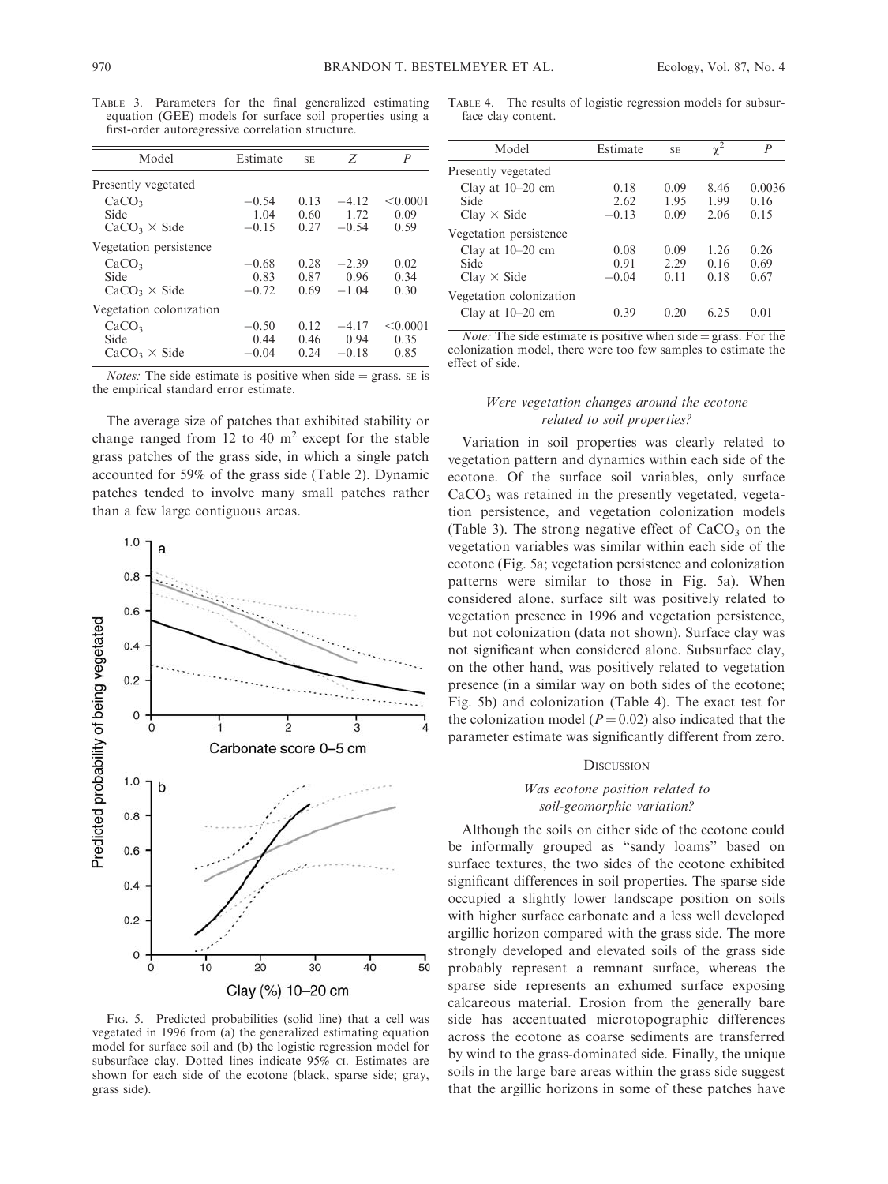Table 3. Parameters for the final generalized estimating equation (GEE) models for surface soil properties using a first-order autoregressive correlation structure.

| Model | Estimate | SE | Z | P |
|---|---|---|---|---|
| Presently vegetated | | | | |
| $CaCO_3$ | −0.54 | 0.13 | −4.12 | <0.0001 |
| Side | 1.04 | 0.60 | 1.72 | 0.09 |
| $CaCO_3$ × Side | −0.15 | 0.27 | −0.54 | 0.59 |
| Vegetation persistence | | | | |
| $CaCO_3$ | −0.68 | 0.28 | −2.39 | 0.02 |
| Side | 0.83 | 0.87 | 0.96 | 0.34 |
| $CaCO_3$ × Side | −0.72 | 0.69 | −1.04 | 0.30 |
| Vegetation colonization | | | | |
| $CaCO_3$ | −0.50 | 0.12 | −4.17 | <0.0001 |
| Side | 0.44 | 0.46 | 0.94 | 0.35 |
| $CaCO_3$ × Side | −0.04 | 0.24 | −0.18 | 0.85 |

*Notes:* The side estimate is positive when side = grass. SE is the empirical standard error estimate.

The average size of patches that exhibited stability or change ranged from 12 to 40 $m^2$ except for the stable grass patches of the grass side, in which a single patch accounted for 59% of the grass side (Table 2). Dynamic patches tended to involve many small patches rather than a few large contiguous areas.

Fig. 5. Predicted probabilities (solid line) that a cell was vegetated in 1996 from (a) the generalized estimating equation model for surface soil and (b) the logistic regression model for subsurface clay. Dotted lines indicate 95% CI. Estimates are shown for each side of the ecotone (black, sparse side; gray, grass side).

Table 4. The results of logistic regression models for subsurface clay content.

| Model | Estimate | SE | $\chi^2$ | P |
|---|---|---|---|---|
| Presently vegetated | | | | |
| Clay at 10–20 cm | 0.18 | 0.09 | 8.46 | 0.0036 |
| Side | 2.62 | 1.95 | 1.99 | 0.16 |
| Clay × Side | −0.13 | 0.09 | 2.06 | 0.15 |
| Vegetation persistence | | | | |
| Clay at 10–20 cm | 0.08 | 0.09 | 1.26 | 0.26 |
| Side | 0.91 | 2.29 | 0.16 | 0.69 |
| Clay × Side | −0.04 | 0.11 | 0.18 | 0.67 |
| Vegetation colonization | | | | |
| Clay at 10–20 cm | 0.39 | 0.20 | 6.25 | 0.01 |

*Note:* The side estimate is positive when side = grass. For the colonization model, there were too few samples to estimate the effect of side.

### *Were vegetation changes around the ecotone related to soil properties?*

Variation in soil properties was clearly related to vegetation pattern and dynamics within each side of the ecotone. Of the surface soil variables, only surface $CaCO_3$ was retained in the presently vegetated, vegetation persistence, and vegetation colonization models (Table 3). The strong negative effect of $CaCO_3$ on the vegetation variables was similar within each side of the ecotone (Fig. 5a; vegetation persistence and colonization patterns were similar to those in Fig. 5a). When considered alone, surface silt was positively related to vegetation presence in 1996 and vegetation persistence, but not colonization (data not shown). Surface clay was not significant when considered alone. Subsurface clay, on the other hand, was positively related to vegetation presence (in a similar way on both sides of the ecotone; Fig. 5b) and colonization (Table 4). The exact test for the colonization model ($P = 0.02$) also indicated that the parameter estimate was significantly different from zero.

## Discussion

### *Was ecotone position related to soil-geomorphic variation?*

Although the soils on either side of the ecotone could be informally grouped as "sandy loams" based on surface textures, the two sides of the ecotone exhibited significant differences in soil properties. The sparse side occupied a slightly lower landscape position on soils with higher surface carbonate and a less well developed argillic horizon compared with the grass side. The more strongly developed and elevated soils of the grass side probably represent a remnant surface, whereas the sparse side represents an exhumed surface exposing calcareous material. Erosion from the generally bare side has accentuated microtopographic differences across the ecotone as coarse sediments are transferred by wind to the grass-dominated side. Finally, the unique soils in the large bare areas within the grass side suggest that the argillic horizons in some of these patches have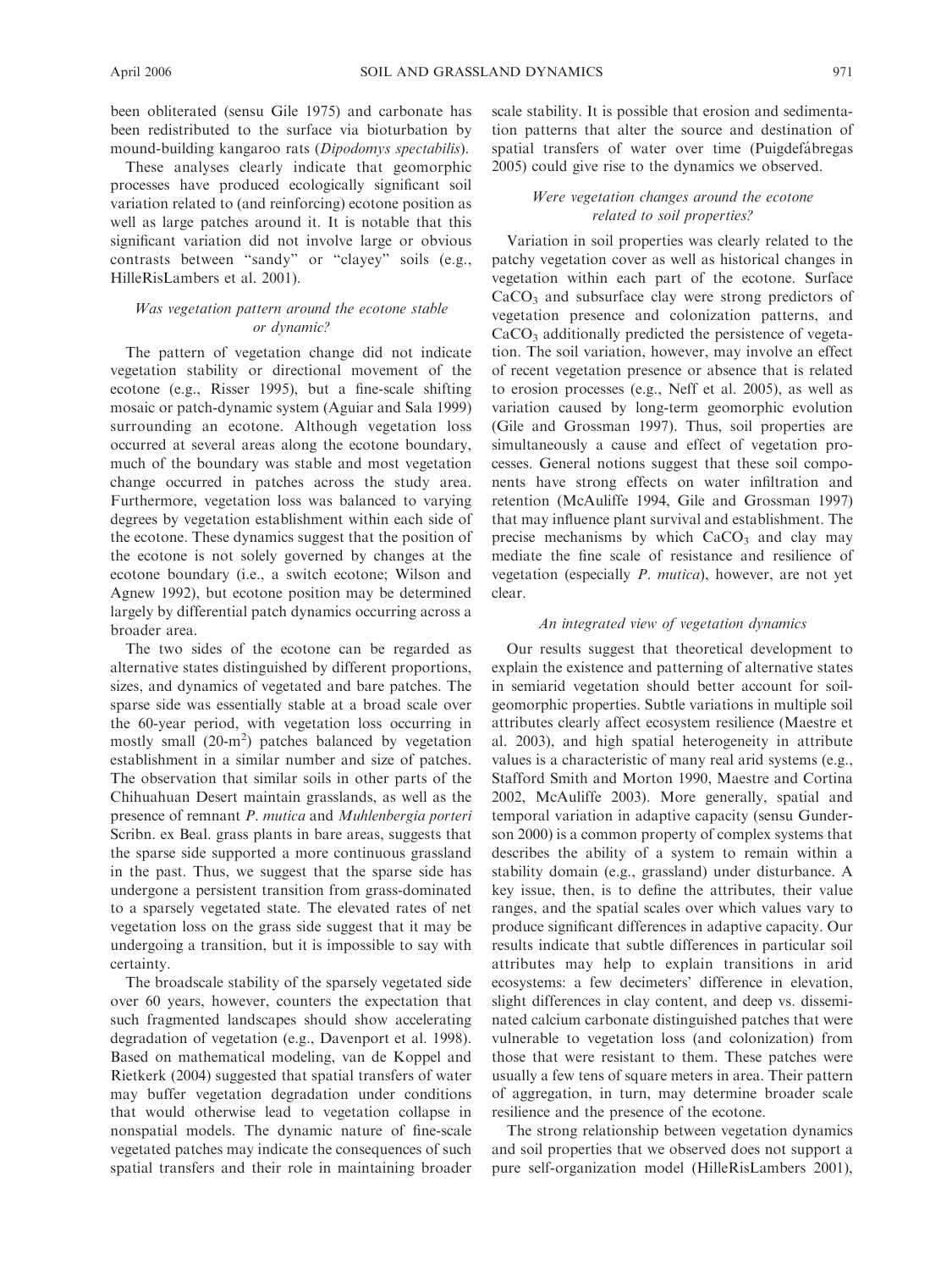been obliterated (sensu Gile 1975) and carbonate has been redistributed to the surface via bioturbation by mound-building kangaroo rats (*Dipodomys spectabilis*).

These analyses clearly indicate that geomorphic processes have produced ecologically significant soil variation related to (and reinforcing) ecotone position as well as large patches around it. It is notable that this significant variation did not involve large or obvious contrasts between "sandy" or "clayey" soils (e.g., HilleRisLambers et al. 2001).

### *Was vegetation pattern around the ecotone stable or dynamic?*

The pattern of vegetation change did not indicate vegetation stability or directional movement of the ecotone (e.g., Risser 1995), but a fine-scale shifting mosaic or patch-dynamic system (Aguiar and Sala 1999) surrounding an ecotone. Although vegetation loss occurred at several areas along the ecotone boundary, much of the boundary was stable and most vegetation change occurred in patches across the study area. Furthermore, vegetation loss was balanced to varying degrees by vegetation establishment within each side of the ecotone. These dynamics suggest that the position of the ecotone is not solely governed by changes at the ecotone boundary (i.e., a switch ecotone; Wilson and Agnew 1992), but ecotone position may be determined largely by differential patch dynamics occurring across a broader area.

The two sides of the ecotone can be regarded as alternative states distinguished by different proportions, sizes, and dynamics of vegetated and bare patches. The sparse side was essentially stable at a broad scale over the 60-year period, with vegetation loss occurring in mostly small (20-$m^2$) patches balanced by vegetation establishment in a similar number and size of patches. The observation that similar soils in other parts of the Chihuahuan Desert maintain grasslands, as well as the presence of remnant *P. mutica* and *Muhlenbergia porteri* Scribn. ex Beal. grass plants in bare areas, suggests that the sparse side supported a more continuous grassland in the past. Thus, we suggest that the sparse side has undergone a persistent transition from grass-dominated to a sparsely vegetated state. The elevated rates of net vegetation loss on the grass side suggest that it may be undergoing a transition, but it is impossible to say with certainty.

The broadscale stability of the sparsely vegetated side over 60 years, however, counters the expectation that such fragmented landscapes should show accelerating degradation of vegetation (e.g., Davenport et al. 1998). Based on mathematical modeling, van de Koppel and Rietkerk (2004) suggested that spatial transfers of water may buffer vegetation degradation under conditions that would otherwise lead to vegetation collapse in nonspatial models. The dynamic nature of fine-scale vegetated patches may indicate the consequences of such spatial transfers and their role in maintaining broader scale stability. It is possible that erosion and sedimentation patterns that alter the source and destination of spatial transfers of water over time (Puigdefábregas 2005) could give rise to the dynamics we observed.

### *Were vegetation changes around the ecotone related to soil properties?*

Variation in soil properties was clearly related to the patchy vegetation cover as well as historical changes in vegetation within each part of the ecotone. Surface $CaCO_3$ and subsurface clay were strong predictors of vegetation presence and colonization patterns, and $CaCO_3$ additionally predicted the persistence of vegetation. The soil variation, however, may involve an effect of recent vegetation presence or absence that is related to erosion processes (e.g., Neff et al. 2005), as well as variation caused by long-term geomorphic evolution (Gile and Grossman 1997). Thus, soil properties are simultaneously a cause and effect of vegetation processes. General notions suggest that these soil components have strong effects on water infiltration and retention (McAuliffe 1994, Gile and Grossman 1997) that may influence plant survival and establishment. The precise mechanisms by which $CaCO_3$ and clay may mediate the fine scale of resistance and resilience of vegetation (especially *P. mutica*), however, are not yet clear.

### *An integrated view of vegetation dynamics*

Our results suggest that theoretical development to explain the existence and patterning of alternative states in semiarid vegetation should better account for soil-geomorphic properties. Subtle variations in multiple soil attributes clearly affect ecosystem resilience (Maestre et al. 2003), and high spatial heterogeneity in attribute values is a characteristic of many real arid systems (e.g., Stafford Smith and Morton 1990, Maestre and Cortina 2002, McAuliffe 2003). More generally, spatial and temporal variation in adaptive capacity (sensu Gunderson 2000) is a common property of complex systems that describes the ability of a system to remain within a stability domain (e.g., grassland) under disturbance. A key issue, then, is to define the attributes, their value ranges, and the spatial scales over which values vary to produce significant differences in adaptive capacity. Our results indicate that subtle differences in particular soil attributes may help to explain transitions in arid ecosystems: a few decimeters' difference in elevation, slight differences in clay content, and deep vs. disseminated calcium carbonate distinguished patches that were vulnerable to vegetation loss (and colonization) from those that were resistant to them. These patches were usually a few tens of square meters in area. Their pattern of aggregation, in turn, may determine broader scale resilience and the presence of the ecotone.

The strong relationship between vegetation dynamics and soil properties that we observed does not support a pure self-organization model (HilleRisLambers 2001),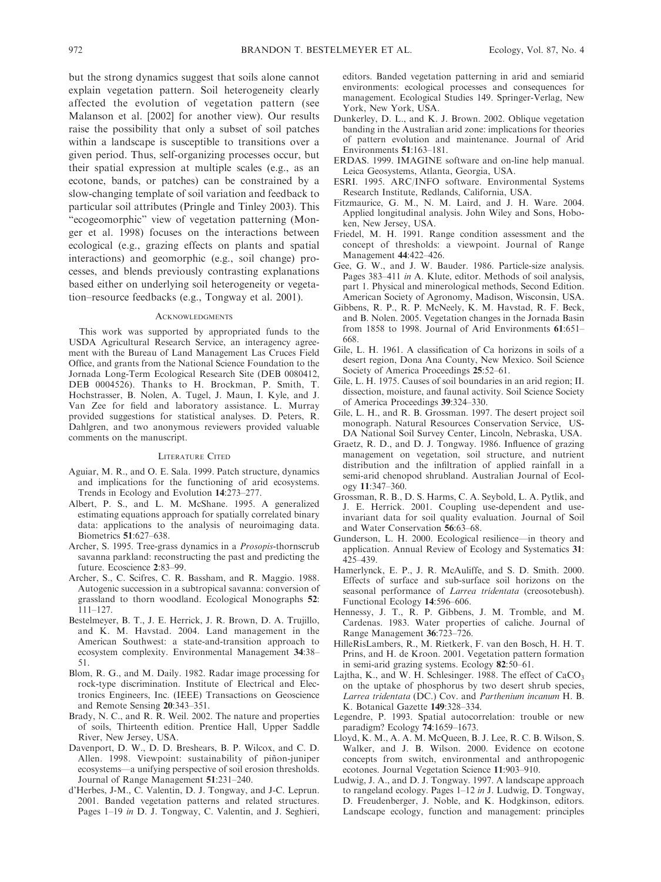but the strong dynamics suggest that soils alone cannot explain vegetation pattern. Soil heterogeneity clearly affected the evolution of vegetation pattern (see Malanson et al. [2002] for another view). Our results raise the possibility that only a subset of soil patches within a landscape is susceptible to transitions over a given period. Thus, self-organizing processes occur, but their spatial expression at multiple scales (e.g., as an ecotone, bands, or patches) can be constrained by a slow-changing template of soil variation and feedback to particular soil attributes (Pringle and Tinley 2003). This "ecogeomorphic" view of vegetation patterning (Monger et al. 1998) focuses on the interactions between ecological (e.g., grazing effects on plants and spatial interactions) and geomorphic (e.g., soil change) processes, and blends previously contrasting explanations based either on underlying soil heterogeneity or vegetation–resource feedbacks (e.g., Tongway et al. 2001).

## Acknowledgments

This work was supported by appropriated funds to the USDA Agricultural Research Service, an interagency agreement with the Bureau of Land Management Las Cruces Field Office, and grants from the National Science Foundation to the Jornada Long-Term Ecological Research Site (DEB 0080412, DEB 0004526). Thanks to H. Brockman, P. Smith, T. Hochstrasser, B. Nolen, A. Tugel, J. Maun, I. Kyle, and J. Van Zee for field and laboratory assistance. L. Murray provided suggestions for statistical analyses. D. Peters, R. Dahlgren, and two anonymous reviewers provided valuable comments on the manuscript.

## Literature Cited

Aguiar, M. R., and O. E. Sala. 1999. Patch structure, dynamics and implications for the functioning of arid ecosystems. Trends in Ecology and Evolution **14**:273–277.

Albert, P. S., and L. M. McShane. 1995. A generalized estimating equations approach for spatially correlated binary data: applications to the analysis of neuroimaging data. Biometrics **51**:627–638.

Archer, S. 1995. Tree-grass dynamics in a *Prosopis*-thornscrub savanna parkland: reconstructing the past and predicting the future. Ecoscience **2**:83–99.

Archer, S., C. Scifres, C. R. Bassham, and R. Maggio. 1988. Autogenic succession in a subtropical savanna: conversion of grassland to thorn woodland. Ecological Monographs **52**: 111–127.

Bestelmeyer, B. T., J. E. Herrick, J. R. Brown, D. A. Trujillo, and K. M. Havstad. 2004. Land management in the American Southwest: a state-and-transition approach to ecosystem complexity. Environmental Management **34**:38–51.

Blom, R. G., and M. Daily. 1982. Radar image processing for rock-type discrimination. Institute of Electrical and Electronics Engineers, Inc. (IEEE) Transactions on Geoscience and Remote Sensing **20**:343–351.

Brady, N. C., and R. R. Weil. 2002. The nature and properties of soils, Thirteenth edition. Prentice Hall, Upper Saddle River, New Jersey, USA.

Davenport, D. W., D. D. Breshears, B. P. Wilcox, and C. D. Allen. 1998. Viewpoint: sustainability of piñon-juniper ecosystems—a unifying perspective of soil erosion thresholds. Journal of Range Management **51**:231–240.

d'Herbes, J-M., C. Valentin, D. J. Tongway, and J-C. Leprun. 2001. Banded vegetation patterns and related structures. Pages 1–19 *in* D. J. Tongway, C. Valentin, and J. Seghieri, editors. Banded vegetation patterning in arid and semiarid environments: ecological processes and consequences for management. Ecological Studies 149. Springer-Verlag, New York, New York, USA.

Dunkerley, D. L., and K. J. Brown. 2002. Oblique vegetation banding in the Australian arid zone: implications for theories of pattern evolution and maintenance. Journal of Arid Environments **51**:163–181.

ERDAS. 1999. IMAGINE software and on-line help manual. Leica Geosystems, Atlanta, Georgia, USA.

ESRI. 1995. ARC/INFO software. Environmental Systems Research Institute, Redlands, California, USA.

Fitzmaurice, G. M., N. M. Laird, and J. H. Ware. 2004. Applied longitudinal analysis. John Wiley and Sons, Hoboken, New Jersey, USA.

Friedel, M. H. 1991. Range condition assessment and the concept of thresholds: a viewpoint. Journal of Range Management **44**:422–426.

Gee, G. W., and J. W. Bauder. 1986. Particle-size analysis. Pages 383–411 *in* A. Klute, editor. Methods of soil analysis, part 1. Physical and minerological methods, Second Edition. American Society of Agronomy, Madison, Wisconsin, USA.

Gibbens, R. P., R. P. McNeely, K. M. Havstad, R. F. Beck, and B. Nolen. 2005. Vegetation changes in the Jornada Basin from 1858 to 1998. Journal of Arid Environments **61**:651–668.

Gile, L. H. 1961. A classification of Ca horizons in soils of a desert region, Dona Ana County, New Mexico. Soil Science Society of America Proceedings **25**:52–61.

Gile, L. H. 1975. Causes of soil boundaries in an arid region; II. dissection, moisture, and faunal activity. Soil Science Society of America Proceedings **39**:324–330.

Gile, L. H., and R. B. Grossman. 1997. The desert project soil monograph. Natural Resources Conservation Service, US-DA National Soil Survey Center, Lincoln, Nebraska, USA.

Graetz, R. D., and D. J. Tongway. 1986. Influence of grazing management on vegetation, soil structure, and nutrient distribution and the infiltration of applied rainfall in a semi-arid chenopod shrubland. Australian Journal of Ecology **11**:347–360.

Grossman, R. B., D. S. Harms, C. A. Seybold, L. A. Pytlik, and J. E. Herrick. 2001. Coupling use-dependent and use-invariant data for soil quality evaluation. Journal of Soil and Water Conservation **56**:63–68.

Gunderson, L. H. 2000. Ecological resilience—in theory and application. Annual Review of Ecology and Systematics **31**: 425–439.

Hamerlynck, E. P., J. R. McAuliffe, and S. D. Smith. 2000. Effects of surface and sub-surface soil horizons on the seasonal performance of *Larrea tridentata* (creosotebush). Functional Ecology **14**:596–606.

Hennessy, J. T., R. P. Gibbens, J. M. Tromble, and M. Cardenas. 1983. Water properties of caliche. Journal of Range Management **36**:723–726.

HilleRisLambers, R., M. Rietkerk, F. van den Bosch, H. H. T. Prins, and H. de Kroon. 2001. Vegetation pattern formation in semi-arid grazing systems. Ecology **82**:50–61.

Lajtha, K., and W. H. Schlesinger. 1988. The effect of $CaCO_3$ on the uptake of phosphorus by two desert shrub species, *Larrea tridentata* (DC.) Cov. and *Parthenium incanum* H. B. K. Botanical Gazette **149**:328–334.

Legendre, P. 1993. Spatial autocorrelation: trouble or new paradigm? Ecology **74**:1659–1673.

Lloyd, K. M., A. A. M. McQueen, B. J. Lee, R. C. B. Wilson, S. Walker, and J. B. Wilson. 2000. Evidence on ecotone concepts from switch, environmental and anthropogenic ecotones. Journal Vegetation Science **11**:903–910.

Ludwig, J. A., and D. J. Tongway. 1997. A landscape approach to rangeland ecology. Pages 1–12 *in* J. Ludwig, D. Tongway, D. Freudenberger, J. Noble, and K. Hodgkinson, editors. Landscape ecology, function and management: principles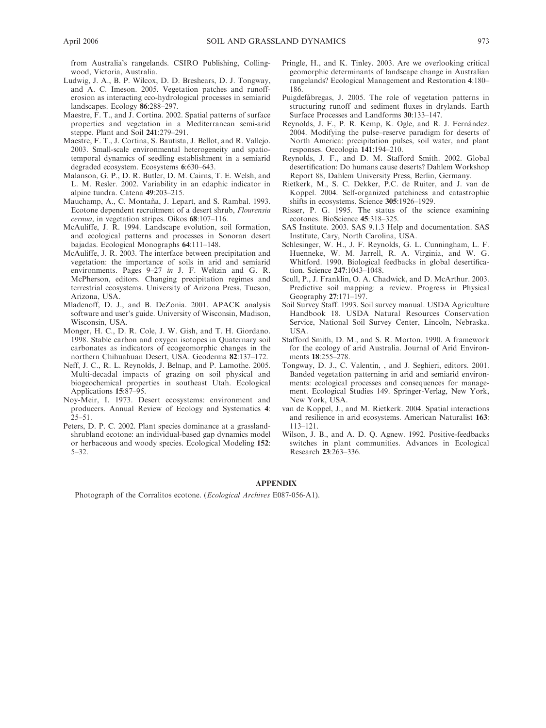from Australia's rangelands. CSIRO Publishing, Collingwood, Victoria, Australia.

Ludwig, J. A., B. P. Wilcox, D. D. Breshears, D. J. Tongway, and A. C. Imeson. 2005. Vegetation patches and runoff-erosion as interacting eco-hydrological processes in semiarid landscapes. Ecology **86**:288–297.

Maestre, F. T., and J. Cortina. 2002. Spatial patterns of surface properties and vegetation in a Mediterranean semi-arid steppe. Plant and Soil **241**:279–291.

Maestre, F. T., J. Cortina, S. Bautista, J. Bellot, and R. Vallejo. 2003. Small-scale environmental heterogeneity and spatio-temporal dynamics of seedling establishment in a semiarid degraded ecosystem. Ecosystems **6**:630–643.

Malanson, G. P., D. R. Butler, D. M. Cairns, T. E. Welsh, and L. M. Resler. 2002. Variability in an edaphic indicator in alpine tundra. Catena **49**:203–215.

Mauchamp, A., C. Montaña, J. Lepart, and S. Rambal. 1993. Ecotone dependent recruitment of a desert shrub, *Flourensia cernua*, in vegetation stripes. Oikos **68**:107–116.

McAuliffe, J. R. 1994. Landscape evolution, soil formation, and ecological patterns and processes in Sonoran desert bajadas. Ecological Monographs **64**:111–148.

McAuliffe, J. R. 2003. The interface between precipitation and vegetation: the importance of soils in arid and semiarid environments. Pages 9–27 *in* J. F. Weltzin and G. R. McPherson, editors. Changing precipitation regimes and terrestrial ecosystems. University of Arizona Press, Tucson, Arizona, USA.

Mladenoff, D. J., and B. DeZonia. 2001. APACK analysis software and user's guide. University of Wisconsin, Madison, Wisconsin, USA.

Monger, H. C., D. R. Cole, J. W. Gish, and T. H. Giordano. 1998. Stable carbon and oxygen isotopes in Quaternary soil carbonates as indicators of ecogeomorphic changes in the northern Chihuahuan Desert, USA. Geoderma **82**:137–172.

Neff, J. C., R. L. Reynolds, J. Belnap, and P. Lamothe. 2005. Multi-decadal impacts of grazing on soil physical and biogeochemical properties in southeast Utah. Ecological Applications **15**:87–95.

Noy-Meir, I. 1973. Desert ecosystems: environment and producers. Annual Review of Ecology and Systematics **4**: 25–51.

Peters, D. P. C. 2002. Plant species dominance at a grassland-shrubland ecotone: an individual-based gap dynamics model or herbaceous and woody species. Ecological Modeling **152**: 5–32.

Pringle, H., and K. Tinley. 2003. Are we overlooking critical geomorphic determinants of landscape change in Australian rangelands? Ecological Management and Restoration **4**:180–186.

Puigdefábregas, J. 2005. The role of vegetation patterns in structuring runoff and sediment fluxes in drylands. Earth Surface Processes and Landforms **30**:133–147.

Reynolds, J. F., P. R. Kemp, K. Ogle, and R. J. Fernández. 2004. Modifying the pulse–reserve paradigm for deserts of North America: precipitation pulses, soil water, and plant responses. Oecologia **141**:194–210.

Reynolds, J. F., and D. M. Stafford Smith. 2002. Global desertification: Do humans cause deserts? Dahlem Workshop Report 88, Dahlem University Press, Berlin, Germany.

Rietkerk, M., S. C. Dekker, P.C. de Ruiter, and J. van de Koppel. 2004. Self-organized patchiness and catastrophic shifts in ecosystems. Science **305**:1926–1929.

Risser, P. G. 1995. The status of the science examining ecotones. BioScience **45**:318–325.

SAS Institute. 2003. SAS 9.1.3 Help and documentation. SAS Institute, Cary, North Carolina, USA.

Schlesinger, W. H., J. F. Reynolds, G. L. Cunningham, L. F. Huenneke, W. M. Jarrell, R. A. Virginia, and W. G. Whitford. 1990. Biological feedbacks in global desertification. Science **247**:1043–1048.

Scull, P., J. Franklin, O. A. Chadwick, and D. McArthur. 2003. Predictive soil mapping: a review. Progress in Physical Geography **27**:171–197.

Soil Survey Staff. 1993. Soil survey manual. USDA Agriculture Handbook 18. USDA Natural Resources Conservation Service, National Soil Survey Center, Lincoln, Nebraska. USA.

Stafford Smith, D. M., and S. R. Morton. 1990. A framework for the ecology of arid Australia. Journal of Arid Environments **18**:255–278.

Tongway, D. J., C. Valentin, , and J. Seghieri, editors. 2001. Banded vegetation patterning in arid and semiarid environments: ecological processes and consequences for management. Ecological Studies 149. Springer-Verlag, New York, New York, USA.

van de Koppel, J., and M. Rietkerk. 2004. Spatial interactions and resilience in arid ecosystems. American Naturalist **163**: 113–121.

Wilson, J. B., and A. D. Q. Agnew. 1992. Positive-feedbacks switches in plant communities. Advances in Ecological Research **23**:263–336.

## APPENDIX

Photograph of the Corralitos ecotone. (*Ecological Archives* E087-056-A1).